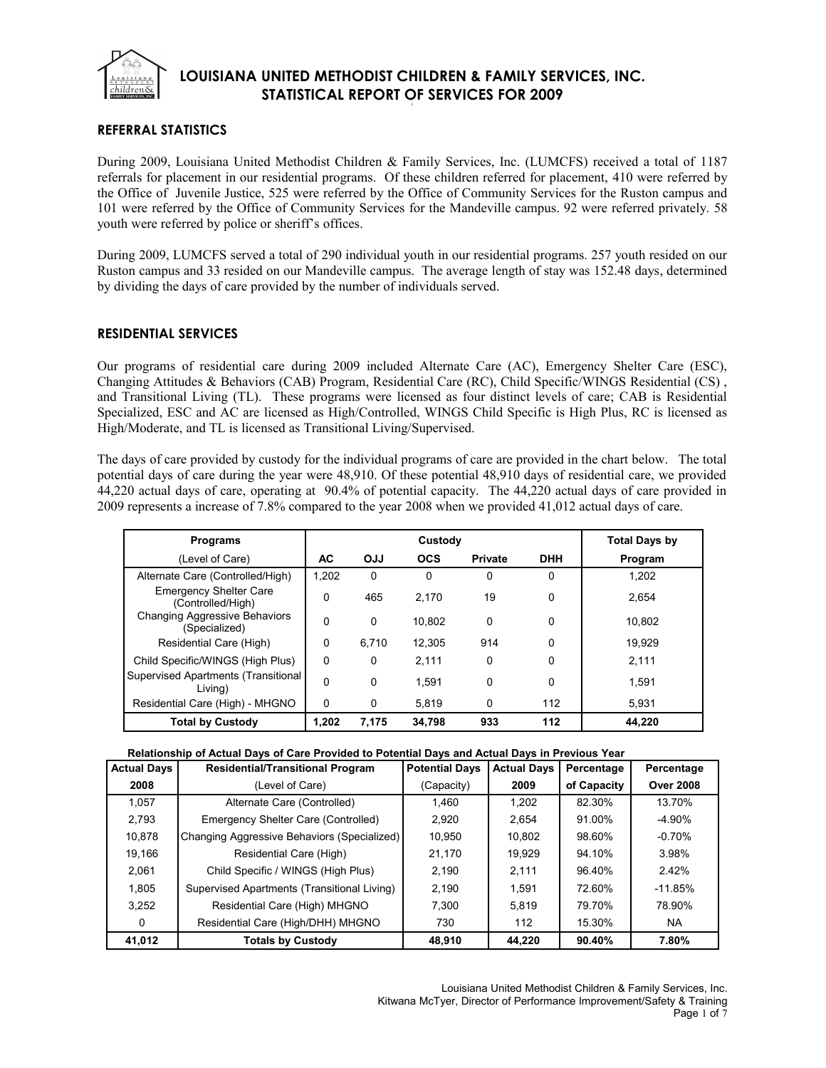# LOUISIANA UNITED METHODIST CHILDREN & FAMILY SERVICES, INC.
# STATISTICAL REPORT OF SERVICES FOR 2009

## REFERRAL STATISTICS

During 2009, Louisiana United Methodist Children & Family Services, Inc. (LUMCFS) received a total of 1187 referrals for placement in our residential programs. Of these children referred for placement, 410 were referred by the Office of Juvenile Justice, 525 were referred by the Office of Community Services for the Ruston campus and 101 were referred by the Office of Community Services for the Mandeville campus. 92 were referred privately. 58 youth were referred by police or sheriff's offices.

During 2009, LUMCFS served a total of 290 individual youth in our residential programs. 257 youth resided on our Ruston campus and 33 resided on our Mandeville campus. The average length of stay was 152.48 days, determined by dividing the days of care provided by the number of individuals served.

## RESIDENTIAL SERVICES

Our programs of residential care during 2009 included Alternate Care (AC), Emergency Shelter Care (ESC), Changing Attitudes & Behaviors (CAB) Program, Residential Care (RC), Child Specific/WINGS Residential (CS) , and Transitional Living (TL). These programs were licensed as four distinct levels of care; CAB is Residential Specialized, ESC and AC are licensed as High/Controlled, WINGS Child Specific is High Plus, RC is licensed as High/Moderate, and TL is licensed as Transitional Living/Supervised.

The days of care provided by custody for the individual programs of care are provided in the chart below. The total potential days of care during the year were 48,910. Of these potential 48,910 days of residential care, we provided 44,220 actual days of care, operating at 90.4% of potential capacity. The 44,220 actual days of care provided in 2009 represents a increase of 7.8% compared to the year 2008 when we provided 41,012 actual days of care.

| Programs | Custody | | | | | Total Days by |
|---|---|---|---|---|---|---|
| (Level of Care) | AC | OJJ | OCS | Private | DHH | Program |
| Alternate Care (Controlled/High) | 1,202 | 0 | 0 | 0 | 0 | 1,202 |
| Emergency Shelter Care (Controlled/High) | 0 | 465 | 2,170 | 19 | 0 | 2,654 |
| Changing Aggressive Behaviors (Specialized) | 0 | 0 | 10,802 | 0 | 0 | 10,802 |
| Residential Care (High) | 0 | 6,710 | 12,305 | 914 | 0 | 19,929 |
| Child Specific/WINGS (High Plus) | 0 | 0 | 2,111 | 0 | 0 | 2,111 |
| Supervised Apartments (Transitional Living) | 0 | 0 | 1,591 | 0 | 0 | 1,591 |
| Residential Care (High) - MHGNO | 0 | 0 | 5,819 | 0 | 112 | 5,931 |
| **Total by Custody** | **1,202** | **7,175** | **34,798** | **933** | **112** | **44,220** |

**Relationship of Actual Days of Care Provided to Potential Days and Actual Days in Previous Year**

| Actual Days | Residential/Transitional Program | Potential Days | Actual Days | Percentage | Percentage |
|---|---|---|---|---|---|
| 2008 | (Level of Care) | (Capacity) | 2009 | of Capacity | Over 2008 |
| 1,057 | Alternate Care (Controlled) | 1,460 | 1,202 | 82.30% | 13.70% |
| 2,793 | Emergency Shelter Care (Controlled) | 2,920 | 2,654 | 91.00% | -4.90% |
| 10,878 | Changing Aggressive Behaviors (Specialized) | 10,950 | 10,802 | 98.60% | -0.70% |
| 19,166 | Residential Care (High) | 21,170 | 19,929 | 94.10% | 3.98% |
| 2,061 | Child Specific / WINGS (High Plus) | 2,190 | 2,111 | 96.40% | 2.42% |
| 1,805 | Supervised Apartments (Transitional Living) | 2,190 | 1,591 | 72.60% | -11.85% |
| 3,252 | Residential Care (High) MHGNO | 7,300 | 5,819 | 79.70% | 78.90% |
| 0 | Residential Care (High/DHH) MHGNO | 730 | 112 | 15.30% | NA |
| **41,012** | **Totals by Custody** | **48,910** | **44,220** | **90.40%** | **7.80%** |

Louisiana United Methodist Children & Family Services, Inc.
Kitwana McTyer, Director of Performance Improvement/Safety & Training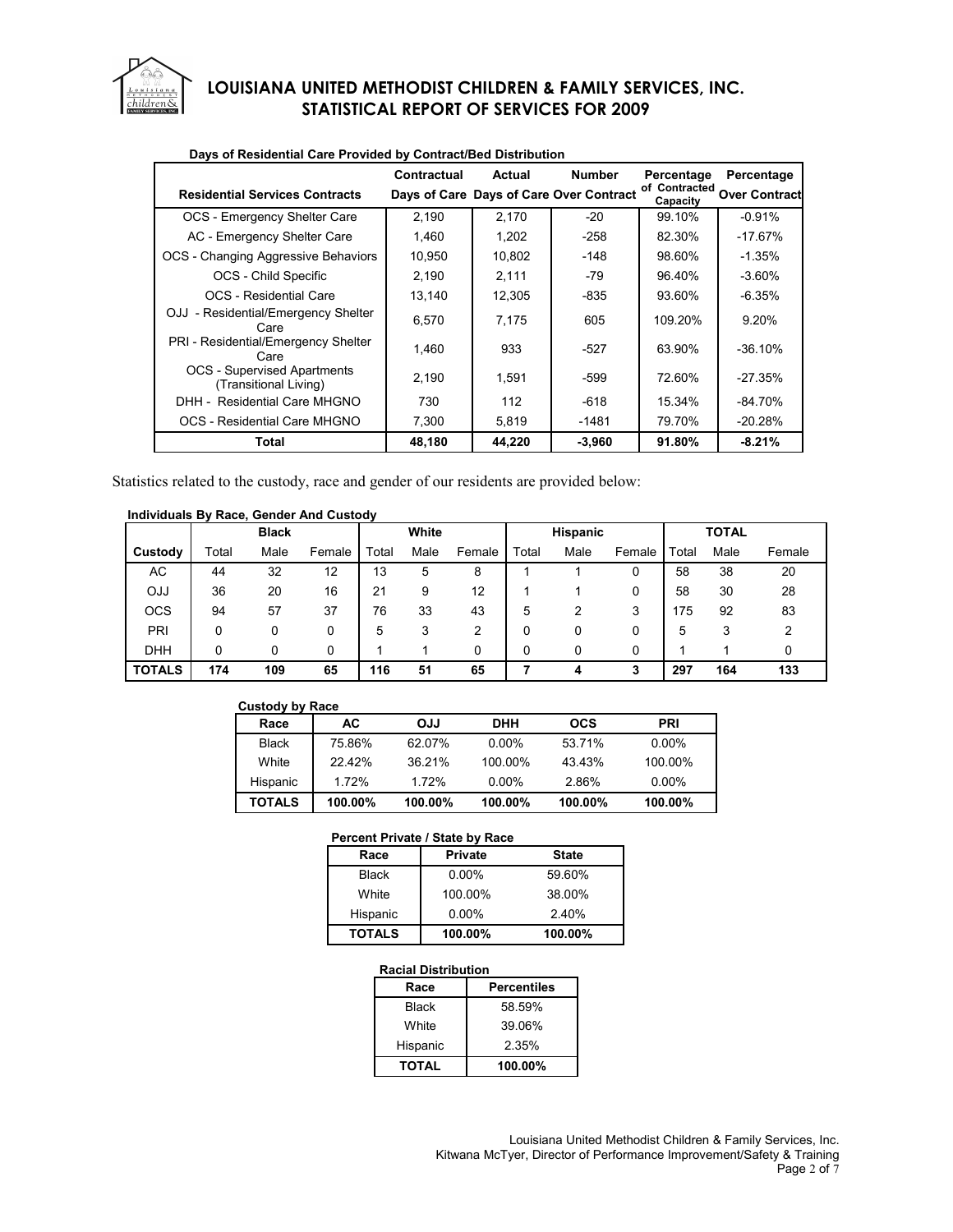# LOUISIANA UNITED METHODIST CHILDREN & FAMILY SERVICES, INC.
## STATISTICAL REPORT OF SERVICES FOR 2009

**Days of Residential Care Provided by Contract/Bed Distribution**

| Residential Services Contracts | Contractual Days of Care | Actual Days of Care | Number Over Contract | Percentage of Contracted Capacity | Percentage Over Contract |
|---|---|---|---|---|---|
| OCS - Emergency Shelter Care | 2,190 | 2,170 | -20 | 99.10% | -0.91% |
| AC - Emergency Shelter Care | 1,460 | 1,202 | -258 | 82.30% | -17.67% |
| OCS - Changing Aggressive Behaviors | 10,950 | 10,802 | -148 | 98.60% | -1.35% |
| OCS - Child Specific | 2,190 | 2,111 | -79 | 96.40% | -3.60% |
| OCS - Residential Care | 13,140 | 12,305 | -835 | 93.60% | -6.35% |
| OJJ - Residential/Emergency Shelter Care | 6,570 | 7,175 | 605 | 109.20% | 9.20% |
| PRI - Residential/Emergency Shelter Care | 1,460 | 933 | -527 | 63.90% | -36.10% |
| OCS - Supervised Apartments (Transitional Living) | 2,190 | 1,591 | -599 | 72.60% | -27.35% |
| DHH - Residential Care MHGNO | 730 | 112 | -618 | 15.34% | -84.70% |
| OCS - Residential Care MHGNO | 7,300 | 5,819 | -1481 | 79.70% | -20.28% |
| **Total** | **48,180** | **44,220** | **-3,960** | **91.80%** | **-8.21%** |

Statistics related to the custody, race and gender of our residents are provided below:

**Individuals By Race, Gender And Custody**

| | Black | | | White | | | Hispanic | | | TOTAL | | |
|---|---|---|---|---|---|---|---|---|---|---|---|---|
| Custody | Total | Male | Female | Total | Male | Female | Total | Male | Female | Total | Male | Female |
| AC | 44 | 32 | 12 | 13 | 5 | 8 | 1 | 1 | 0 | 58 | 38 | 20 |
| OJJ | 36 | 20 | 16 | 21 | 9 | 12 | 1 | 1 | 0 | 58 | 30 | 28 |
| OCS | 94 | 57 | 37 | 76 | 33 | 43 | 5 | 2 | 3 | 175 | 92 | 83 |
| PRI | 0 | 0 | 0 | 5 | 3 | 2 | 0 | 0 | 0 | 5 | 3 | 2 |
| DHH | 0 | 0 | 0 | 1 | 1 | 0 | 0 | 0 | 0 | 1 | 1 | 0 |
| **TOTALS** | **174** | **109** | **65** | **116** | **51** | **65** | **7** | **4** | **3** | **297** | **164** | **133** |

**Custody by Race**

| Race | AC | OJJ | DHH | OCS | PRI |
|---|---|---|---|---|---|
| Black | 75.86% | 62.07% | 0.00% | 53.71% | 0.00% |
| White | 22.42% | 36.21% | 100.00% | 43.43% | 100.00% |
| Hispanic | 1.72% | 1.72% | 0.00% | 2.86% | 0.00% |
| **TOTALS** | **100.00%** | **100.00%** | **100.00%** | **100.00%** | **100.00%** |

**Percent Private / State by Race**

| Race | Private | State |
|---|---|---|
| Black | 0.00% | 59.60% |
| White | 100.00% | 38.00% |
| Hispanic | 0.00% | 2.40% |
| **TOTALS** | **100.00%** | **100.00%** |

**Racial Distribution**

| Race | Percentiles |
|---|---|
| Black | 58.59% |
| White | 39.06% |
| Hispanic | 2.35% |
| **TOTAL** | **100.00%** |

Louisiana United Methodist Children & Family Services, Inc.
Kitwana McTyer, Director of Performance Improvement/Safety & Training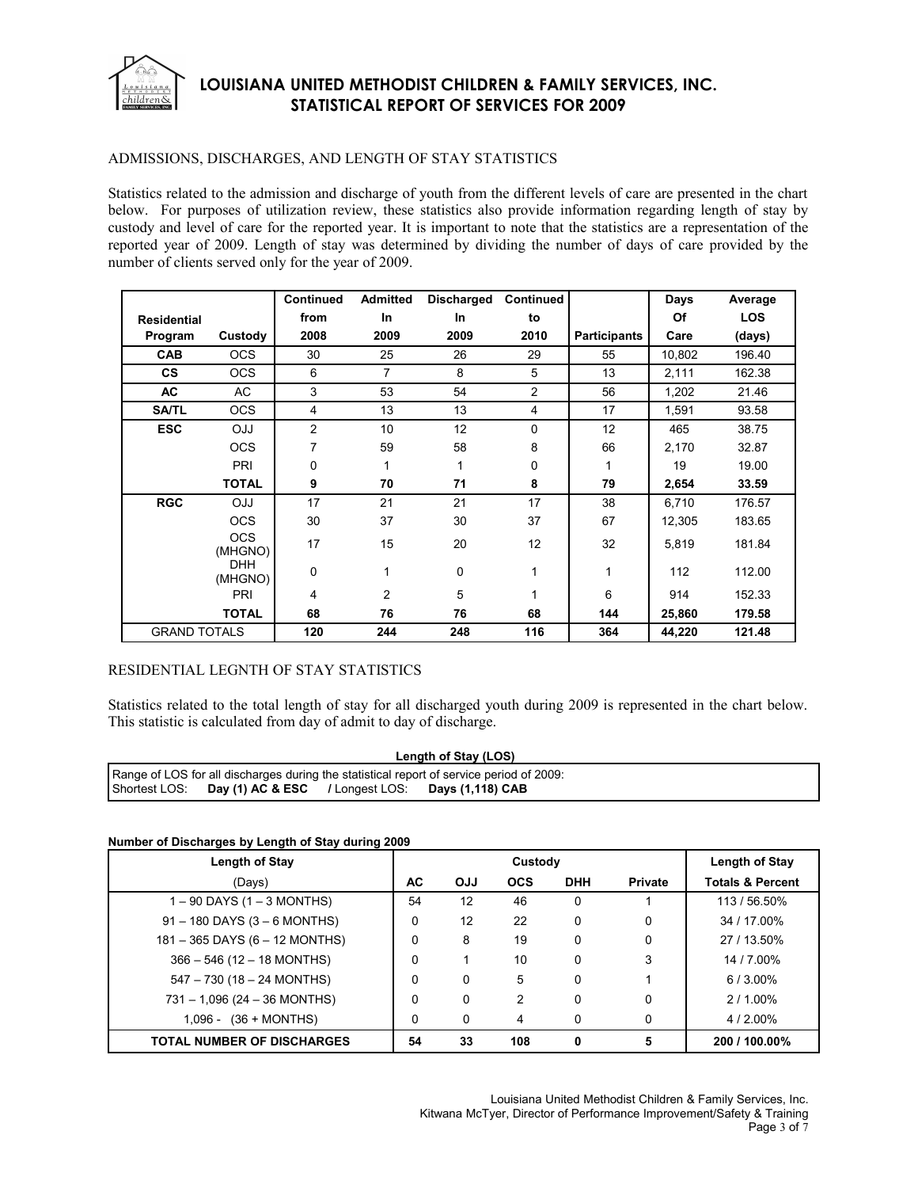# LOUISIANA UNITED METHODIST CHILDREN & FAMILY SERVICES, INC.
## STATISTICAL REPORT OF SERVICES FOR 2009

### ADMISSIONS, DISCHARGES, AND LENGTH OF STAY STATISTICS

Statistics related to the admission and discharge of youth from the different levels of care are presented in the chart below. For purposes of utilization review, these statistics also provide information regarding length of stay by custody and level of care for the reported year. It is important to note that the statistics are a representation of the reported year of 2009. Length of stay was determined by dividing the number of days of care provided by the number of clients served only for the year of 2009.

| Residential Program | Custody | Continued from 2008 | Admitted In 2009 | Discharged In 2009 | Continued to 2010 | Participants | Days Of Care | Average LOS (days) |
|---|---|---|---|---|---|---|---|---|
| **CAB** | OCS | 30 | 25 | 26 | 29 | 55 | 10,802 | 196.40 |
| **CS** | OCS | 6 | 7 | 8 | 5 | 13 | 2,111 | 162.38 |
| **AC** | AC | 3 | 53 | 54 | 2 | 56 | 1,202 | 21.46 |
| **SA/TL** | OCS | 4 | 13 | 13 | 4 | 17 | 1,591 | 93.58 |
| **ESC** | OJJ | 2 | 10 | 12 | 0 | 12 | 465 | 38.75 |
| | OCS | 7 | 59 | 58 | 8 | 66 | 2,170 | 32.87 |
| | PRI | 0 | 1 | 1 | 0 | 1 | 19 | 19.00 |
| | **TOTAL** | **9** | **70** | **71** | **8** | **79** | **2,654** | **33.59** |
| **RGC** | OJJ | 17 | 21 | 21 | 17 | 38 | 6,710 | 176.57 |
| | OCS | 30 | 37 | 30 | 37 | 67 | 12,305 | 183.65 |
| | OCS (MHGNO) | 17 | 15 | 20 | 12 | 32 | 5,819 | 181.84 |
| | DHH (MHGNO) | 0 | 1 | 0 | 1 | 1 | 112 | 112.00 |
| | PRI | 4 | 2 | 5 | 1 | 6 | 914 | 152.33 |
| | **TOTAL** | **68** | **76** | **76** | **68** | **144** | **25,860** | **179.58** |
| GRAND TOTALS | | **120** | **244** | **248** | **116** | **364** | **44,220** | **121.48** |

### RESIDENTIAL LEGNTH OF STAY STATISTICS

Statistics related to the total length of stay for all discharged youth during 2009 is represented in the chart below. This statistic is calculated from day of admit to day of discharge.

| **Length of Stay (LOS)** |
|---|
| Range of LOS for all discharges during the statistical report of service period of 2009:<br>Shortest LOS: **Day (1) AC & ESC** / Longest LOS: **Days (1,118) CAB** |

**Number of Discharges by Length of Stay during 2009**

| Length of Stay (Days) | Custody | | | | | Length of Stay |
|---|---|---|---|---|---|---|
| | **AC** | **OJJ** | **OCS** | **DHH** | **Private** | **Totals & Percent** |
| 1 – 90 DAYS (1 – 3 MONTHS) | 54 | 12 | 46 | 0 | 1 | 113 / 56.50% |
| 91 – 180 DAYS (3 – 6 MONTHS) | 0 | 12 | 22 | 0 | 0 | 34 / 17.00% |
| 181 – 365 DAYS (6 – 12 MONTHS) | 0 | 8 | 19 | 0 | 0 | 27 / 13.50% |
| 366 – 546 (12 – 18 MONTHS) | 0 | 1 | 10 | 0 | 3 | 14 / 7.00% |
| 547 – 730 (18 – 24 MONTHS) | 0 | 0 | 5 | 0 | 1 | 6 / 3.00% |
| 731 – 1,096 (24 – 36 MONTHS) | 0 | 0 | 2 | 0 | 0 | 2 / 1.00% |
| 1,096 - (36 + MONTHS) | 0 | 0 | 4 | 0 | 0 | 4 / 2.00% |
| **TOTAL NUMBER OF DISCHARGES** | **54** | **33** | **108** | **0** | **5** | **200 / 100.00%** |

Louisiana United Methodist Children & Family Services, Inc.
Kitwana McTyer, Director of Performance Improvement/Safety & Training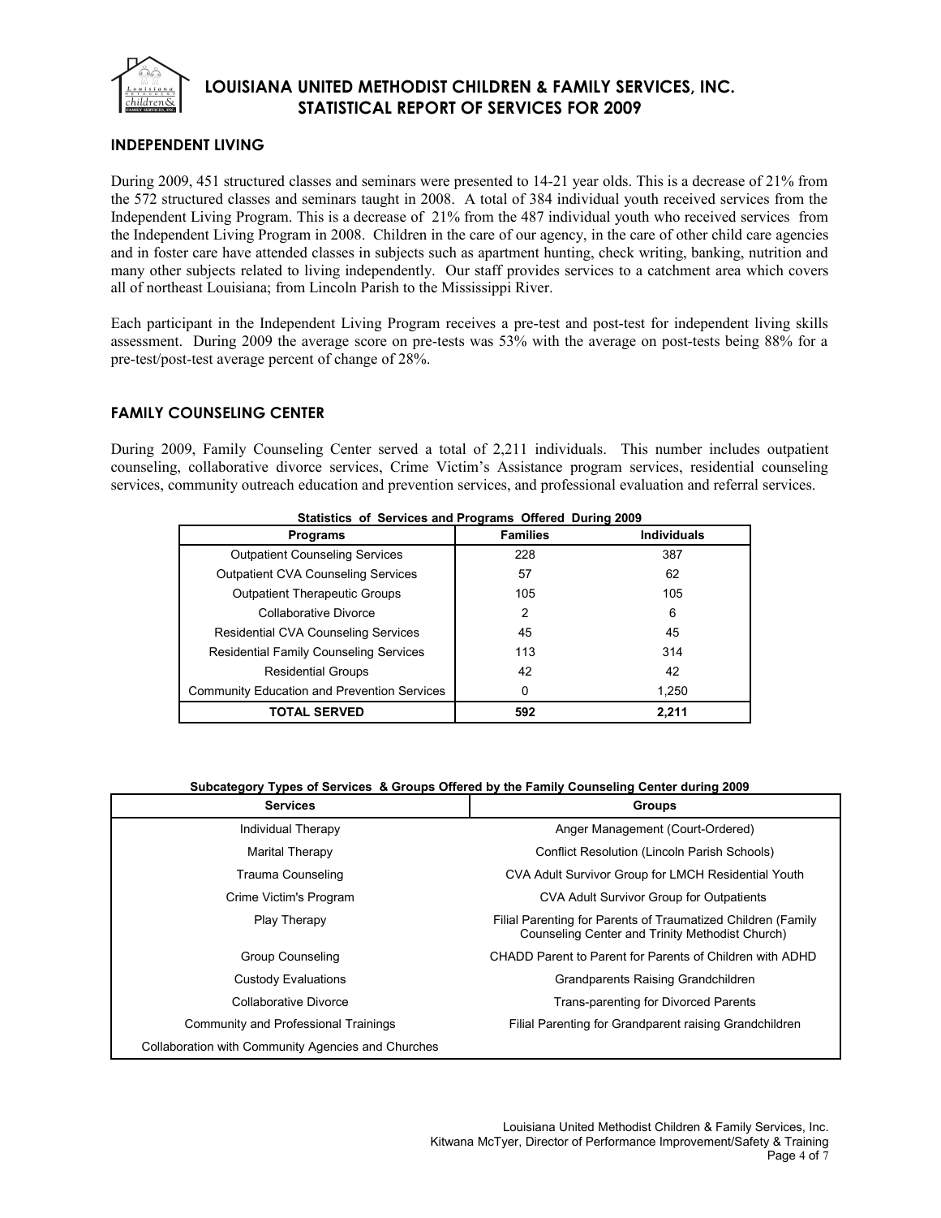# LOUISIANA UNITED METHODIST CHILDREN & FAMILY SERVICES, INC.
## STATISTICAL REPORT OF SERVICES FOR 2009

### INDEPENDENT LIVING

During 2009, 451 structured classes and seminars were presented to 14-21 year olds. This is a decrease of 21% from the 572 structured classes and seminars taught in 2008. A total of 384 individual youth received services from the Independent Living Program. This is a decrease of 21% from the 487 individual youth who received services from the Independent Living Program in 2008. Children in the care of our agency, in the care of other child care agencies and in foster care have attended classes in subjects such as apartment hunting, check writing, banking, nutrition and many other subjects related to living independently. Our staff provides services to a catchment area which covers all of northeast Louisiana; from Lincoln Parish to the Mississippi River.

Each participant in the Independent Living Program receives a pre-test and post-test for independent living skills assessment. During 2009 the average score on pre-tests was 53% with the average on post-tests being 88% for a pre-test/post-test average percent of change of 28%.

### FAMILY COUNSELING CENTER

During 2009, Family Counseling Center served a total of 2,211 individuals. This number includes outpatient counseling, collaborative divorce services, Crime Victim's Assistance program services, residential counseling services, community outreach education and prevention services, and professional evaluation and referral services.

**Statistics of Services and Programs Offered During 2009**

| Programs | Families | Individuals |
|---|---|---|
| Outpatient Counseling Services | 228 | 387 |
| Outpatient CVA Counseling Services | 57 | 62 |
| Outpatient Therapeutic Groups | 105 | 105 |
| Collaborative Divorce | 2 | 6 |
| Residential CVA Counseling Services | 45 | 45 |
| Residential Family Counseling Services | 113 | 314 |
| Residential Groups | 42 | 42 |
| Community Education and Prevention Services | 0 | 1,250 |
| **TOTAL SERVED** | **592** | **2,211** |

**Subcategory Types of Services & Groups Offered by the Family Counseling Center during 2009**

| Services | Groups |
|---|---|
| Individual Therapy | Anger Management (Court-Ordered) |
| Marital Therapy | Conflict Resolution (Lincoln Parish Schools) |
| Trauma Counseling | CVA Adult Survivor Group for LMCH Residential Youth |
| Crime Victim's Program | CVA Adult Survivor Group for Outpatients |
| Play Therapy | Filial Parenting for Parents of Traumatized Children (Family Counseling Center and Trinity Methodist Church) |
| Group Counseling | CHADD Parent to Parent for Parents of Children with ADHD |
| Custody Evaluations | Grandparents Raising Grandchildren |
| Collaborative Divorce | Trans-parenting for Divorced Parents |
| Community and Professional Trainings | Filial Parenting for Grandparent raising Grandchildren |
| Collaboration with Community Agencies and Churches | |

Louisiana United Methodist Children & Family Services, Inc.
Kitwana McTyer, Director of Performance Improvement/Safety & Training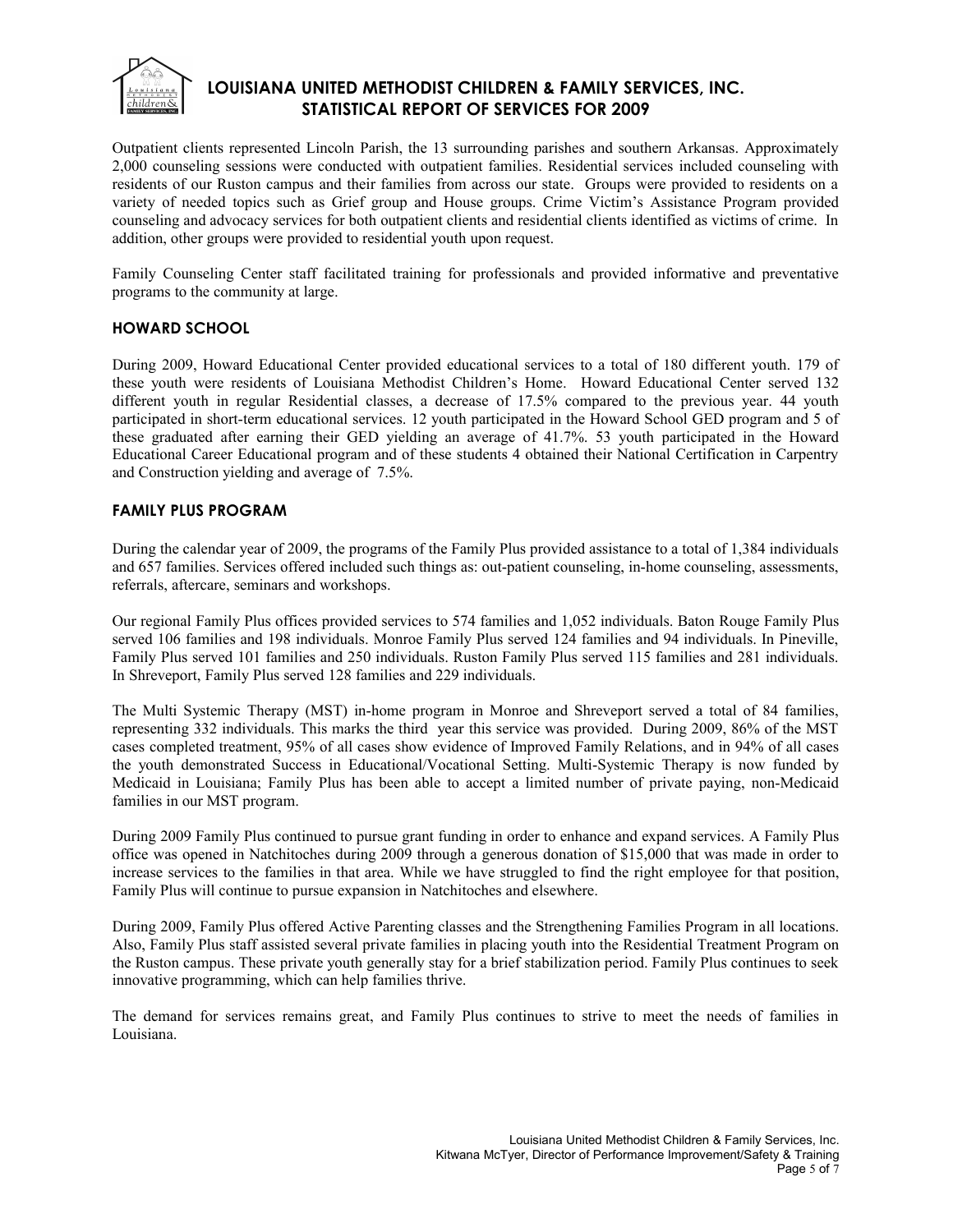Outpatient clients represented Lincoln Parish, the 13 surrounding parishes and southern Arkansas. Approximately 2,000 counseling sessions were conducted with outpatient families. Residential services included counseling with residents of our Ruston campus and their families from across our state. Groups were provided to residents on a variety of needed topics such as Grief group and House groups. Crime Victim's Assistance Program provided counseling and advocacy services for both outpatient clients and residential clients identified as victims of crime. In addition, other groups were provided to residential youth upon request.

Family Counseling Center staff facilitated training for professionals and provided informative and preventative programs to the community at large.

## HOWARD SCHOOL

During 2009, Howard Educational Center provided educational services to a total of 180 different youth. 179 of these youth were residents of Louisiana Methodist Children's Home. Howard Educational Center served 132 different youth in regular Residential classes, a decrease of 17.5% compared to the previous year. 44 youth participated in short-term educational services. 12 youth participated in the Howard School GED program and 5 of these graduated after earning their GED yielding an average of 41.7%. 53 youth participated in the Howard Educational Career Educational program and of these students 4 obtained their National Certification in Carpentry and Construction yielding and average of 7.5%.

## FAMILY PLUS PROGRAM

During the calendar year of 2009, the programs of the Family Plus provided assistance to a total of 1,384 individuals and 657 families. Services offered included such things as: out-patient counseling, in-home counseling, assessments, referrals, aftercare, seminars and workshops.

Our regional Family Plus offices provided services to 574 families and 1,052 individuals. Baton Rouge Family Plus served 106 families and 198 individuals. Monroe Family Plus served 124 families and 94 individuals. In Pineville, Family Plus served 101 families and 250 individuals. Ruston Family Plus served 115 families and 281 individuals. In Shreveport, Family Plus served 128 families and 229 individuals.

The Multi Systemic Therapy (MST) in-home program in Monroe and Shreveport served a total of 84 families, representing 332 individuals. This marks the third year this service was provided. During 2009, 86% of the MST cases completed treatment, 95% of all cases show evidence of Improved Family Relations, and in 94% of all cases the youth demonstrated Success in Educational/Vocational Setting. Multi-Systemic Therapy is now funded by Medicaid in Louisiana; Family Plus has been able to accept a limited number of private paying, non-Medicaid families in our MST program.

During 2009 Family Plus continued to pursue grant funding in order to enhance and expand services. A Family Plus office was opened in Natchitoches during 2009 through a generous donation of $15,000 that was made in order to increase services to the families in that area. While we have struggled to find the right employee for that position, Family Plus will continue to pursue expansion in Natchitoches and elsewhere.

During 2009, Family Plus offered Active Parenting classes and the Strengthening Families Program in all locations. Also, Family Plus staff assisted several private families in placing youth into the Residential Treatment Program on the Ruston campus. These private youth generally stay for a brief stabilization period. Family Plus continues to seek innovative programming, which can help families thrive.

The demand for services remains great, and Family Plus continues to strive to meet the needs of families in Louisiana.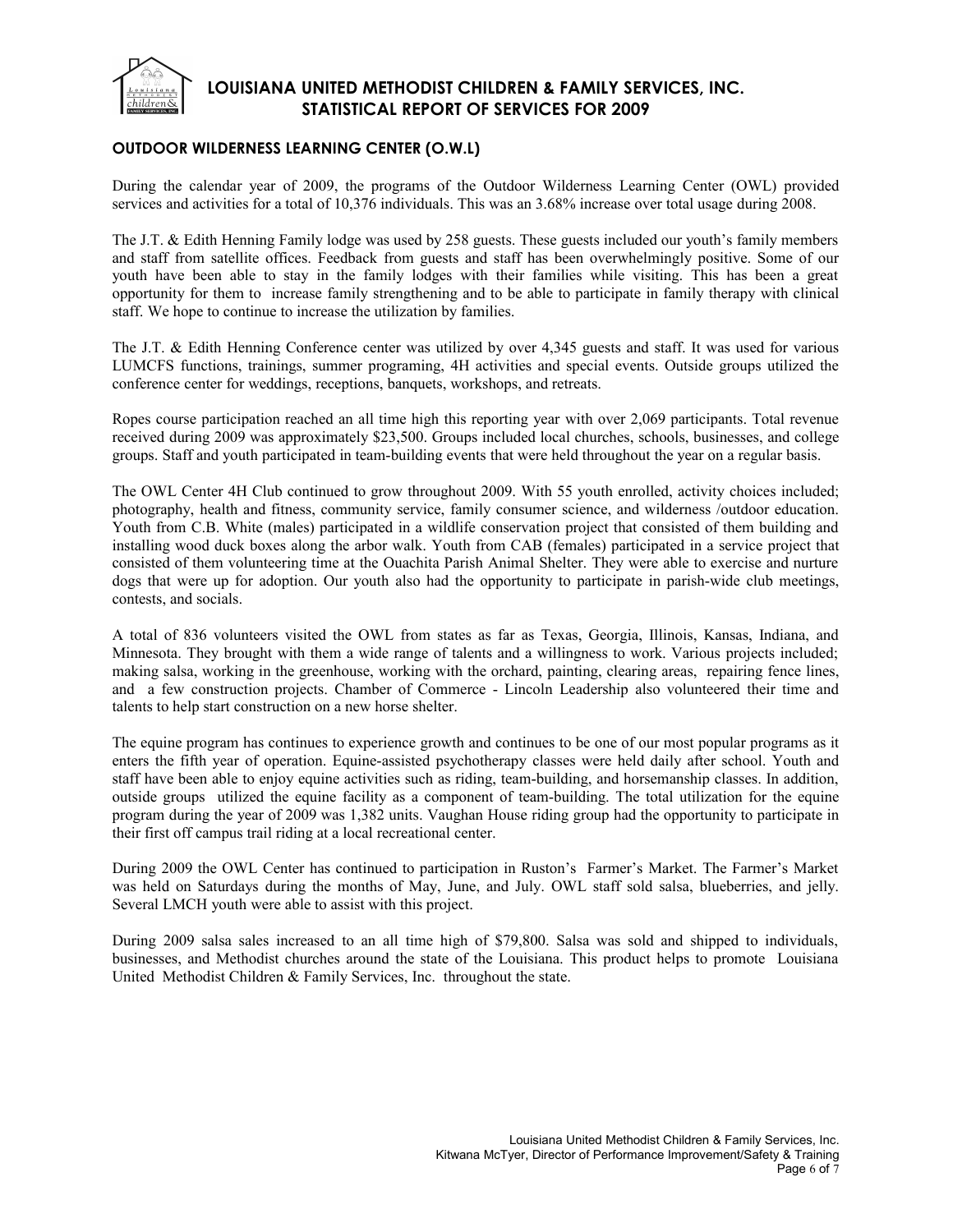## OUTDOOR WILDERNESS LEARNING CENTER (O.W.L)

During the calendar year of 2009, the programs of the Outdoor Wilderness Learning Center (OWL) provided services and activities for a total of 10,376 individuals. This was an 3.68% increase over total usage during 2008.

The J.T. & Edith Henning Family lodge was used by 258 guests. These guests included our youth's family members and staff from satellite offices. Feedback from guests and staff has been overwhelmingly positive. Some of our youth have been able to stay in the family lodges with their families while visiting. This has been a great opportunity for them to increase family strengthening and to be able to participate in family therapy with clinical staff. We hope to continue to increase the utilization by families.

The J.T. & Edith Henning Conference center was utilized by over 4,345 guests and staff. It was used for various LUMCFS functions, trainings, summer programing, 4H activities and special events. Outside groups utilized the conference center for weddings, receptions, banquets, workshops, and retreats.

Ropes course participation reached an all time high this reporting year with over 2,069 participants. Total revenue received during 2009 was approximately $23,500. Groups included local churches, schools, businesses, and college groups. Staff and youth participated in team-building events that were held throughout the year on a regular basis.

The OWL Center 4H Club continued to grow throughout 2009. With 55 youth enrolled, activity choices included; photography, health and fitness, community service, family consumer science, and wilderness /outdoor education. Youth from C.B. White (males) participated in a wildlife conservation project that consisted of them building and installing wood duck boxes along the arbor walk. Youth from CAB (females) participated in a service project that consisted of them volunteering time at the Ouachita Parish Animal Shelter. They were able to exercise and nurture dogs that were up for adoption. Our youth also had the opportunity to participate in parish-wide club meetings, contests, and socials.

A total of 836 volunteers visited the OWL from states as far as Texas, Georgia, Illinois, Kansas, Indiana, and Minnesota. They brought with them a wide range of talents and a willingness to work. Various projects included; making salsa, working in the greenhouse, working with the orchard, painting, clearing areas, repairing fence lines, and a few construction projects. Chamber of Commerce - Lincoln Leadership also volunteered their time and talents to help start construction on a new horse shelter.

The equine program has continues to experience growth and continues to be one of our most popular programs as it enters the fifth year of operation. Equine-assisted psychotherapy classes were held daily after school. Youth and staff have been able to enjoy equine activities such as riding, team-building, and horsemanship classes. In addition, outside groups utilized the equine facility as a component of team-building. The total utilization for the equine program during the year of 2009 was 1,382 units. Vaughan House riding group had the opportunity to participate in their first off campus trail riding at a local recreational center.

During 2009 the OWL Center has continued to participation in Ruston's Farmer's Market. The Farmer's Market was held on Saturdays during the months of May, June, and July. OWL staff sold salsa, blueberries, and jelly. Several LMCH youth were able to assist with this project.

During 2009 salsa sales increased to an all time high of $79,800. Salsa was sold and shipped to individuals, businesses, and Methodist churches around the state of the Louisiana. This product helps to promote Louisiana United Methodist Children & Family Services, Inc. throughout the state.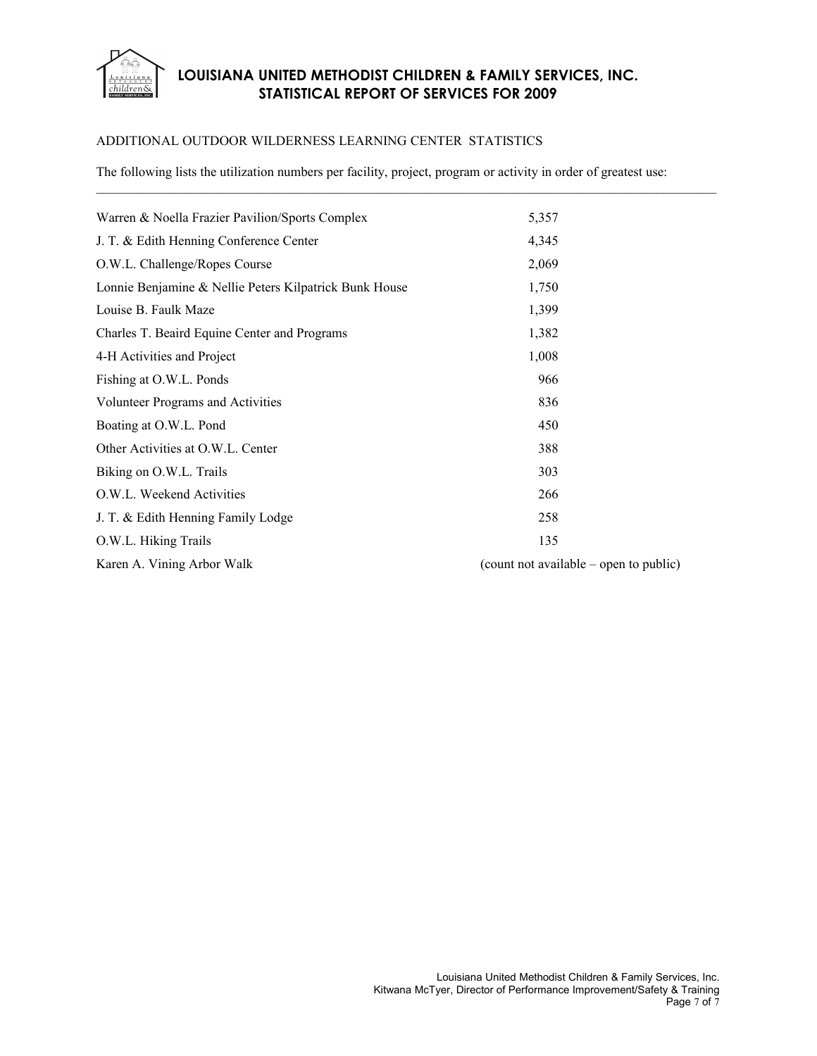# LOUISIANA UNITED METHODIST CHILDREN & FAMILY SERVICES, INC.
## STATISTICAL REPORT OF SERVICES FOR 2009

ADDITIONAL OUTDOOR WILDERNESS LEARNING CENTER STATISTICS

The following lists the utilization numbers per facility, project, program or activity in order of greatest use:

| | |
|---|---|
| Warren & Noella Frazier Pavilion/Sports Complex | 5,357 |
| J. T. & Edith Henning Conference Center | 4,345 |
| O.W.L. Challenge/Ropes Course | 2,069 |
| Lonnie Benjamine & Nellie Peters Kilpatrick Bunk House | 1,750 |
| Louise B. Faulk Maze | 1,399 |
| Charles T. Beaird Equine Center and Programs | 1,382 |
| 4-H Activities and Project | 1,008 |
| Fishing at O.W.L. Ponds | 966 |
| Volunteer Programs and Activities | 836 |
| Boating at O.W.L. Pond | 450 |
| Other Activities at O.W.L. Center | 388 |
| Biking on O.W.L. Trails | 303 |
| O.W.L. Weekend Activities | 266 |
| J. T. & Edith Henning Family Lodge | 258 |
| O.W.L. Hiking Trails | 135 |
| Karen A. Vining Arbor Walk | (count not available – open to public) |

Louisiana United Methodist Children & Family Services, Inc.
Kitwana McTyer, Director of Performance Improvement/Safety & Training